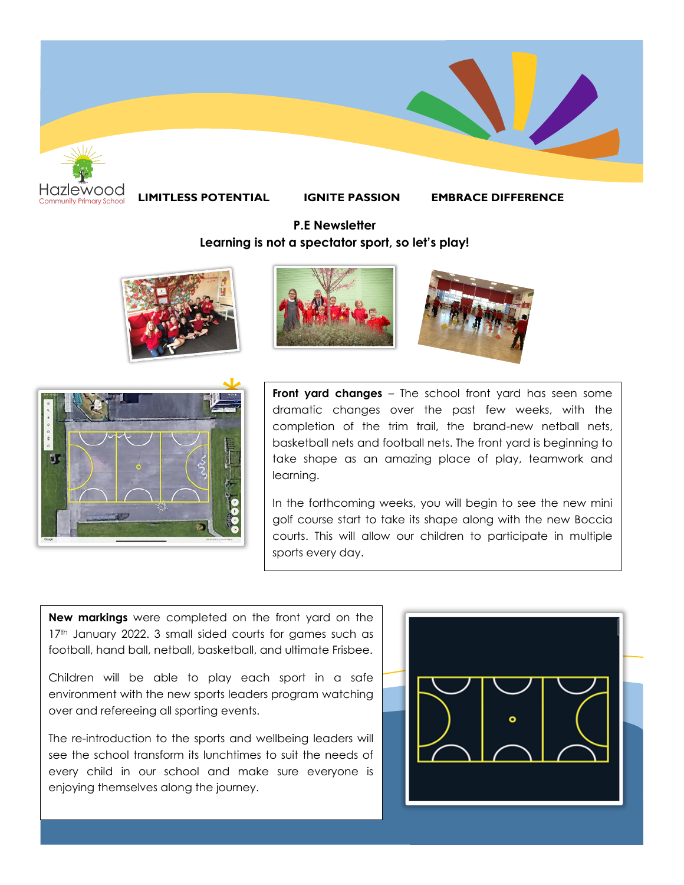Hazlewood Community Primary School

**LIMITLESS POTENTIAL** **IGNITE PASSION** **EMBRACE DIFFERENCE**

## P.E Newsletter

### Learning is not a spectator sport, so let's play!

**Front yard changes** – The school front yard has seen some dramatic changes over the past few weeks, with the completion of the trim trail, the brand-new netball nets, basketball nets and football nets. The front yard is beginning to take shape as an amazing place of play, teamwork and learning.

In the forthcoming weeks, you will begin to see the new mini golf course start to take its shape along with the new Boccia courts. This will allow our children to participate in multiple sports every day.

**New markings** were completed on the front yard on the 17th January 2022. 3 small sided courts for games such as football, hand ball, netball, basketball, and ultimate Frisbee.

Children will be able to play each sport in a safe environment with the new sports leaders program watching over and refereeing all sporting events.

The re-introduction to the sports and wellbeing leaders will see the school transform its lunchtimes to suit the needs of every child in our school and make sure everyone is enjoying themselves along the journey.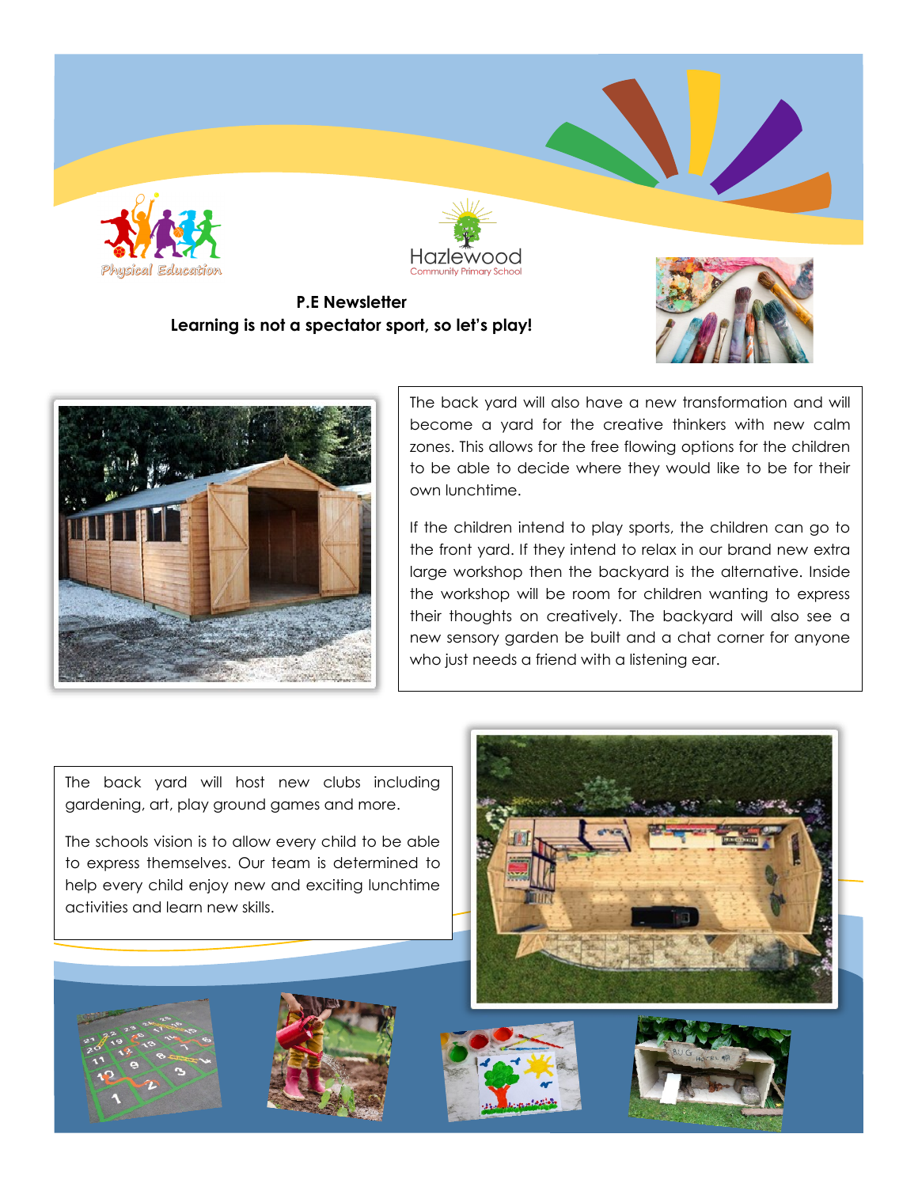**P.E Newsletter**

**Learning is not a spectator sport, so let's play!**

The back yard will also have a new transformation and will become a yard for the creative thinkers with new calm zones. This allows for the free flowing options for the children to be able to decide where they would like to be for their own lunchtime.

If the children intend to play sports, the children can go to the front yard. If they intend to relax in our brand new extra large workshop then the backyard is the alternative. Inside the workshop will be room for children wanting to express their thoughts on creatively. The backyard will also see a new sensory garden be built and a chat corner for anyone who just needs a friend with a listening ear.

The back yard will host new clubs including gardening, art, play ground games and more.

The schools vision is to allow every child to be able to express themselves. Our team is determined to help every child enjoy new and exciting lunchtime activities and learn new skills.